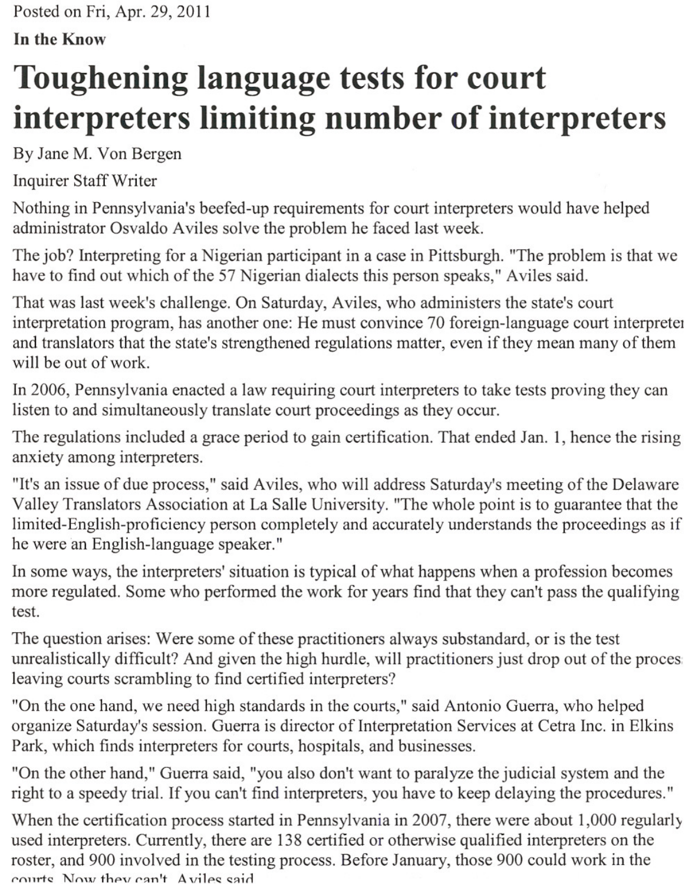Posted on Fri, Apr. 29, 2011

**In the Know**

# Toughening language tests for court interpreters limiting number of interpreters

By Jane M. Von Bergen

Inquirer Staff Writer

Nothing in Pennsylvania's beefed-up requirements for court interpreters would have helped administrator Osvaldo Aviles solve the problem he faced last week.

The job? Interpreting for a Nigerian participant in a case in Pittsburgh. "The problem is that we have to find out which of the 57 Nigerian dialects this person speaks," Aviles said.

That was last week's challenge. On Saturday, Aviles, who administers the state's court interpretation program, has another one: He must convince 70 foreign-language court interpreters and translators that the state's strengthened regulations matter, even if they mean many of them will be out of work.

In 2006, Pennsylvania enacted a law requiring court interpreters to take tests proving they can listen to and simultaneously translate court proceedings as they occur.

The regulations included a grace period to gain certification. That ended Jan. 1, hence the rising anxiety among interpreters.

"It's an issue of due process," said Aviles, who will address Saturday's meeting of the Delaware Valley Translators Association at La Salle University. "The whole point is to guarantee that the limited-English-proficiency person completely and accurately understands the proceedings as if he were an English-language speaker."

In some ways, the interpreters' situation is typical of what happens when a profession becomes more regulated. Some who performed the work for years find that they can't pass the qualifying test.

The question arises: Were some of these practitioners always substandard, or is the test unrealistically difficult? And given the high hurdle, will practitioners just drop out of the process, leaving courts scrambling to find certified interpreters?

"On the one hand, we need high standards in the courts," said Antonio Guerra, who helped organize Saturday's session. Guerra is director of Interpretation Services at Cetra Inc. in Elkins Park, which finds interpreters for courts, hospitals, and businesses.

"On the other hand," Guerra said, "you also don't want to paralyze the judicial system and the right to a speedy trial. If you can't find interpreters, you have to keep delaying the procedures."

When the certification process started in Pennsylvania in 2007, there were about 1,000 regularly used interpreters. Currently, there are 138 certified or otherwise qualified interpreters on the roster, and 900 involved in the testing process. Before January, those 900 could work in the courts. Now they can't, Aviles said.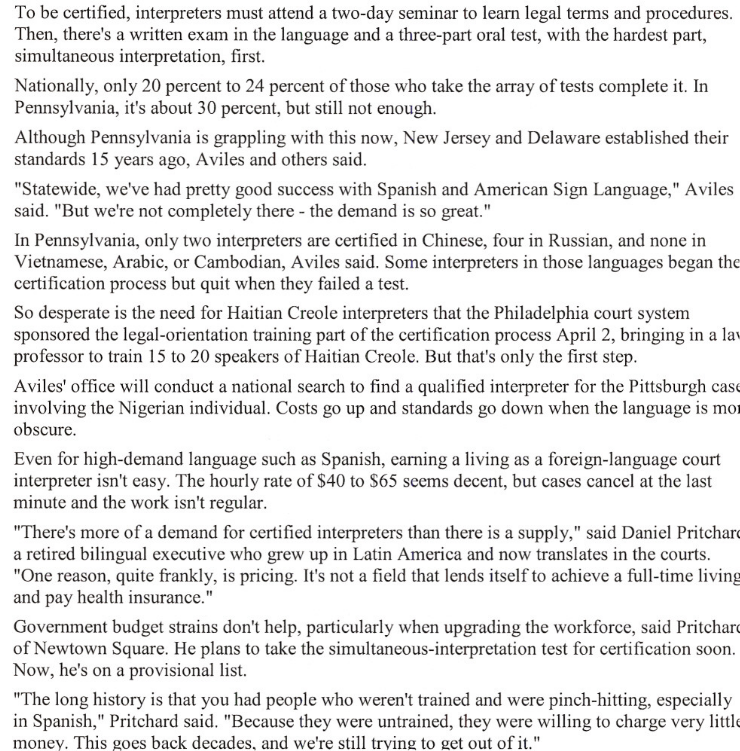To be certified, interpreters must attend a two-day seminar to learn legal terms and procedures. Then, there's a written exam in the language and a three-part oral test, with the hardest part, simultaneous interpretation, first.

Nationally, only 20 percent to 24 percent of those who take the array of tests complete it. In Pennsylvania, it's about 30 percent, but still not enough.

Although Pennsylvania is grappling with this now, New Jersey and Delaware established their standards 15 years ago, Aviles and others said.

"Statewide, we've had pretty good success with Spanish and American Sign Language," Aviles said. "But we're not completely there - the demand is so great."

In Pennsylvania, only two interpreters are certified in Chinese, four in Russian, and none in Vietnamese, Arabic, or Cambodian, Aviles said. Some interpreters in those languages began the certification process but quit when they failed a test.

So desperate is the need for Haitian Creole interpreters that the Philadelphia court system sponsored the legal-orientation training part of the certification process April 2, bringing in a law professor to train 15 to 20 speakers of Haitian Creole. But that's only the first step.

Aviles' office will conduct a national search to find a qualified interpreter for the Pittsburgh case involving the Nigerian individual. Costs go up and standards go down when the language is more obscure.

Even for high-demand language such as Spanish, earning a living as a foreign-language court interpreter isn't easy. The hourly rate of $40 to $65 seems decent, but cases cancel at the last minute and the work isn't regular.

"There's more of a demand for certified interpreters than there is a supply," said Daniel Pritchard, a retired bilingual executive who grew up in Latin America and now translates in the courts. "One reason, quite frankly, is pricing. It's not a field that lends itself to achieve a full-time living and pay health insurance."

Government budget strains don't help, particularly when upgrading the workforce, said Pritchard of Newtown Square. He plans to take the simultaneous-interpretation test for certification soon. Now, he's on a provisional list.

"The long history is that you had people who weren't trained and were pinch-hitting, especially in Spanish," Pritchard said. "Because they were untrained, they were willing to charge very little money. This goes back decades, and we're still trying to get out of it."